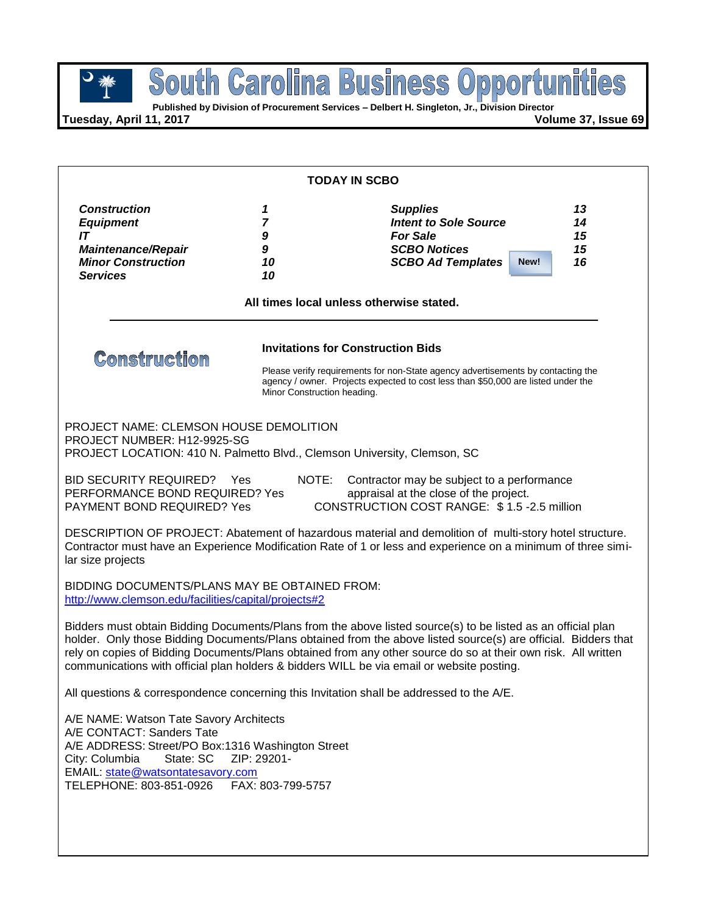# South Carolina Business Opportunities

Published by Division of Procurement Services – Delbert H. Singleton, Jr., Division Director

**Tuesday, April 11, 2017**

## TODAY IN SCBO

| | | | |
|---|---|---|---|
| ***Construction*** | ***1*** | ***Supplies*** | ***13*** |
| ***Equipment*** | ***7*** | ***Intent to Sole Source*** | ***14*** |
| ***IT*** | ***9*** | ***For Sale*** | ***15*** |
| ***Maintenance/Repair*** | ***9*** | ***SCBO Notices*** | ***15*** |
| ***Minor Construction*** | ***10*** | ***SCBO Ad Templates*** **New!** | ***16*** |
| ***Services*** | ***10*** | | |

**All times local unless otherwise stated.**

## Construction

### Invitations for Construction Bids

Please verify requirements for non-State agency advertisements by contacting the agency / owner. Projects expected to cost less than $50,000 are listed under the Minor Construction heading.

PROJECT NAME: CLEMSON HOUSE DEMOLITION
PROJECT NUMBER: H12-9925-SG
PROJECT LOCATION: 410 N. Palmetto Blvd., Clemson University, Clemson, SC

BID SECURITY REQUIRED? Yes
PERFORMANCE BOND REQUIRED? Yes
PAYMENT BOND REQUIRED? Yes

NOTE: Contractor may be subject to a performance appraisal at the close of the project.
CONSTRUCTION COST RANGE: $ 1.5 -2.5 million

DESCRIPTION OF PROJECT: Abatement of hazardous material and demolition of multi-story hotel structure. Contractor must have an Experience Modification Rate of 1 or less and experience on a minimum of three similar size projects

BIDDING DOCUMENTS/PLANS MAY BE OBTAINED FROM:
http://www.clemson.edu/facilities/capital/projects#2

Bidders must obtain Bidding Documents/Plans from the above listed source(s) to be listed as an official plan holder. Only those Bidding Documents/Plans obtained from the above listed source(s) are official. Bidders that rely on copies of Bidding Documents/Plans obtained from any other source do so at their own risk. All written communications with official plan holders & bidders WILL be via email or website posting.

All questions & correspondence concerning this Invitation shall be addressed to the A/E.

A/E NAME: Watson Tate Savory Architects
A/E CONTACT: Sanders Tate
A/E ADDRESS: Street/PO Box:1316 Washington Street
City: Columbia State: SC ZIP: 29201-
EMAIL: state@watsontatesavory.com
TELEPHONE: 803-851-0926 FAX: 803-799-5757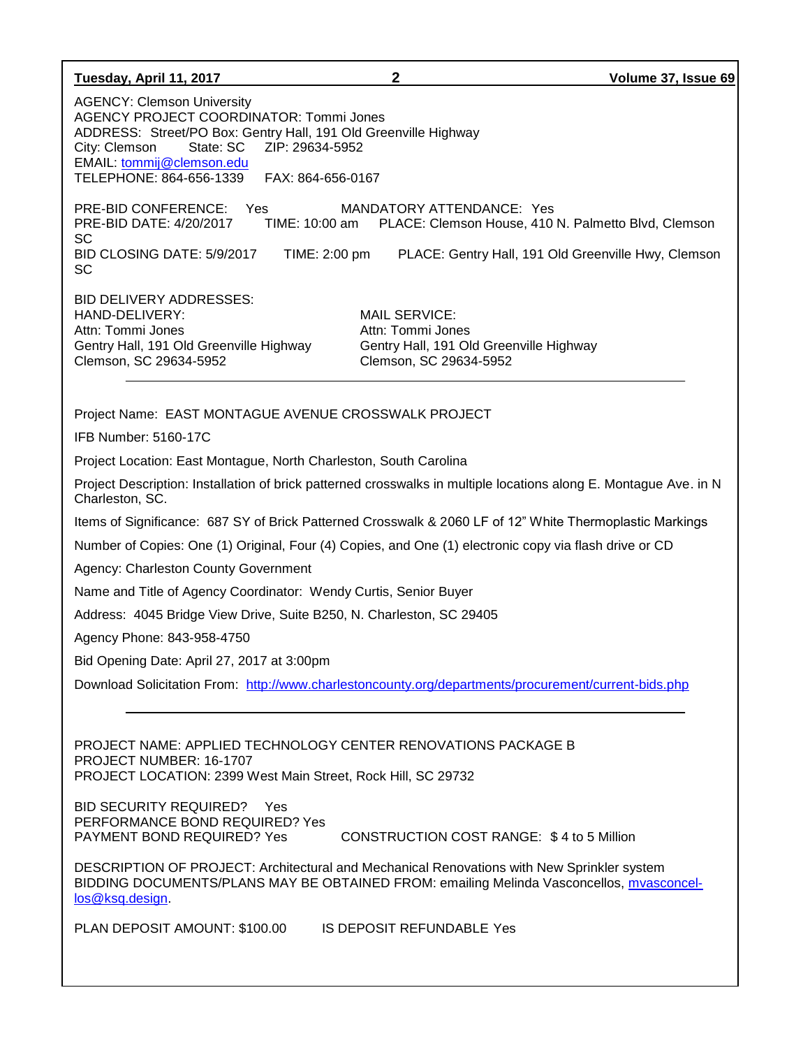AGENCY: Clemson University
AGENCY PROJECT COORDINATOR: Tommi Jones
ADDRESS: Street/PO Box: Gentry Hall, 191 Old Greenville Highway
City: Clemson State: SC ZIP: 29634-5952
EMAIL: tommij@clemson.edu
TELEPHONE: 864-656-1339 FAX: 864-656-0167

PRE-BID CONFERENCE: Yes MANDATORY ATTENDANCE: Yes
PRE-BID DATE: 4/20/2017 TIME: 10:00 am PLACE: Clemson House, 410 N. Palmetto Blvd, Clemson SC
BID CLOSING DATE: 5/9/2017 TIME: 2:00 pm PLACE: Gentry Hall, 191 Old Greenville Hwy, Clemson SC

BID DELIVERY ADDRESSES:

HAND-DELIVERY:
Attn: Tommi Jones
Gentry Hall, 191 Old Greenville Highway
Clemson, SC 29634-5952

MAIL SERVICE:
Attn: Tommi Jones
Gentry Hall, 191 Old Greenville Highway
Clemson, SC 29634-5952

---

Project Name: EAST MONTAGUE AVENUE CROSSWALK PROJECT

IFB Number: 5160-17C

Project Location: East Montague, North Charleston, South Carolina

Project Description: Installation of brick patterned crosswalks in multiple locations along E. Montague Ave. in N Charleston, SC.

Items of Significance: 687 SY of Brick Patterned Crosswalk & 2060 LF of 12" White Thermoplastic Markings

Number of Copies: One (1) Original, Four (4) Copies, and One (1) electronic copy via flash drive or CD

Agency: Charleston County Government

Name and Title of Agency Coordinator: Wendy Curtis, Senior Buyer

Address: 4045 Bridge View Drive, Suite B250, N. Charleston, SC 29405

Agency Phone: 843-958-4750

Bid Opening Date: April 27, 2017 at 3:00pm

Download Solicitation From: http://www.charlestoncounty.org/departments/procurement/current-bids.php

---

PROJECT NAME: APPLIED TECHNOLOGY CENTER RENOVATIONS PACKAGE B
PROJECT NUMBER: 16-1707
PROJECT LOCATION: 2399 West Main Street, Rock Hill, SC 29732

BID SECURITY REQUIRED? Yes
PERFORMANCE BOND REQUIRED? Yes
PAYMENT BOND REQUIRED? Yes CONSTRUCTION COST RANGE: $ 4 to 5 Million

DESCRIPTION OF PROJECT: Architectural and Mechanical Renovations with New Sprinkler system
BIDDING DOCUMENTS/PLANS MAY BE OBTAINED FROM: emailing Melinda Vasconcellos, mvasconcellos@ksq.design.

PLAN DEPOSIT AMOUNT: $100.00 IS DEPOSIT REFUNDABLE Yes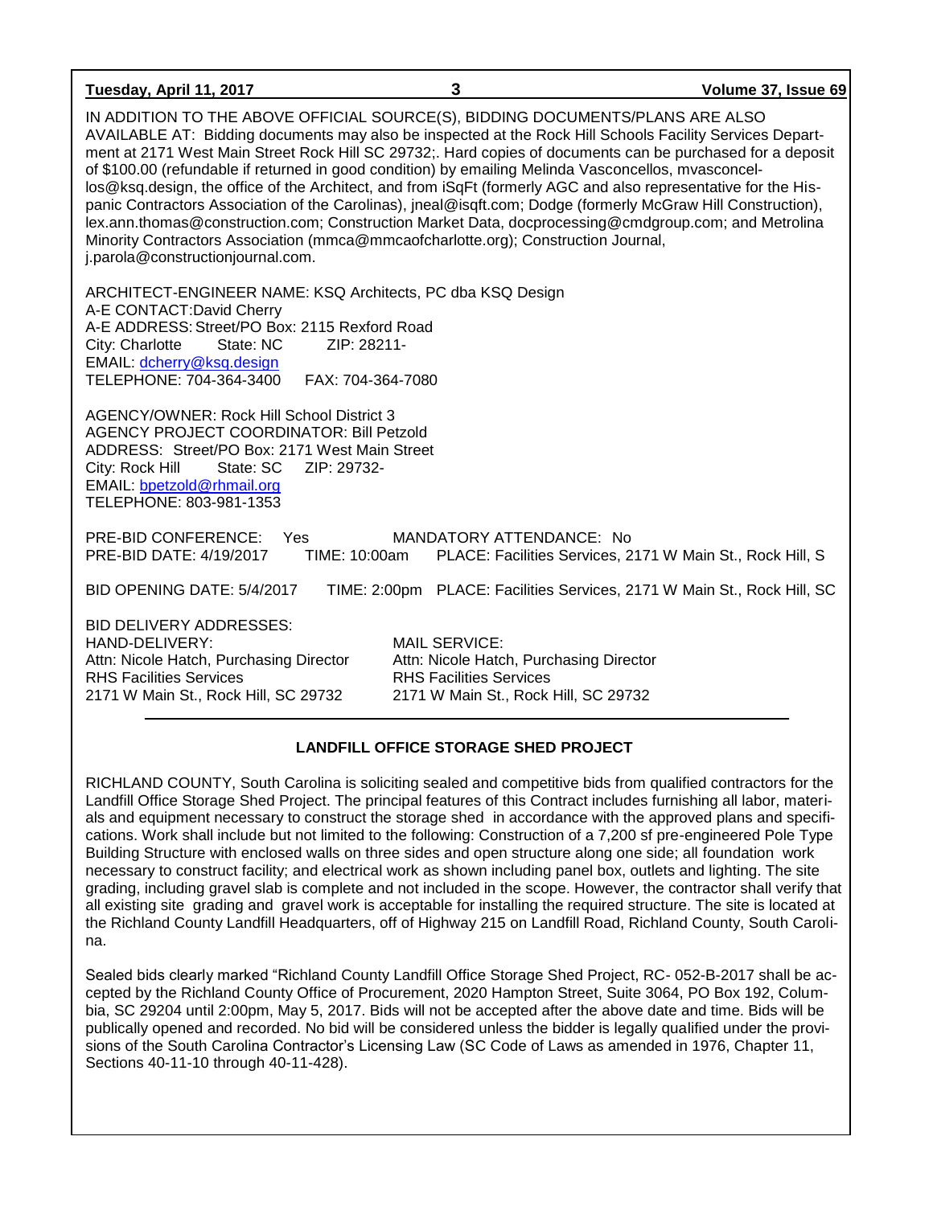IN ADDITION TO THE ABOVE OFFICIAL SOURCE(S), BIDDING DOCUMENTS/PLANS ARE ALSO AVAILABLE AT: Bidding documents may also be inspected at the Rock Hill Schools Facility Services Department at 2171 West Main Street Rock Hill SC 29732;. Hard copies of documents can be purchased for a deposit of $100.00 (refundable if returned in good condition) by emailing Melinda Vasconcellos, mvasconcellos@ksq.design, the office of the Architect, and from iSqFt (formerly AGC and also representative for the Hispanic Contractors Association of the Carolinas), jneal@isqft.com; Dodge (formerly McGraw Hill Construction), lex.ann.thomas@construction.com; Construction Market Data, docprocessing@cmdgroup.com; and Metrolina Minority Contractors Association (mmca@mmcaofcharlotte.org); Construction Journal, j.parola@constructionjournal.com.

ARCHITECT-ENGINEER NAME: KSQ Architects, PC dba KSQ Design
A-E CONTACT:David Cherry
A-E ADDRESS: Street/PO Box: 2115 Rexford Road
City: Charlotte State: NC ZIP: 28211-
EMAIL: dcherry@ksq.design
TELEPHONE: 704-364-3400 FAX: 704-364-7080

AGENCY/OWNER: Rock Hill School District 3
AGENCY PROJECT COORDINATOR: Bill Petzold
ADDRESS: Street/PO Box: 2171 West Main Street
City: Rock Hill State: SC ZIP: 29732-
EMAIL: bpetzold@rhmail.org
TELEPHONE: 803-981-1353

PRE-BID CONFERENCE: Yes MANDATORY ATTENDANCE: No
PRE-BID DATE: 4/19/2017 TIME: 10:00am PLACE: Facilities Services, 2171 W Main St., Rock Hill, S

BID OPENING DATE: 5/4/2017 TIME: 2:00pm PLACE: Facilities Services, 2171 W Main St., Rock Hill, SC

BID DELIVERY ADDRESSES:

HAND-DELIVERY:
Attn: Nicole Hatch, Purchasing Director
RHS Facilities Services
2171 W Main St., Rock Hill, SC 29732

MAIL SERVICE:
Attn: Nicole Hatch, Purchasing Director
RHS Facilities Services
2171 W Main St., Rock Hill, SC 29732

---

## LANDFILL OFFICE STORAGE SHED PROJECT

RICHLAND COUNTY, South Carolina is soliciting sealed and competitive bids from qualified contractors for the Landfill Office Storage Shed Project. The principal features of this Contract includes furnishing all labor, materials and equipment necessary to construct the storage shed in accordance with the approved plans and specifications. Work shall include but not limited to the following: Construction of a 7,200 sf pre-engineered Pole Type Building Structure with enclosed walls on three sides and open structure along one side; all foundation work necessary to construct facility; and electrical work as shown including panel box, outlets and lighting. The site grading, including gravel slab is complete and not included in the scope. However, the contractor shall verify that all existing site grading and gravel work is acceptable for installing the required structure. The site is located at the Richland County Landfill Headquarters, off of Highway 215 on Landfill Road, Richland County, South Carolina.

Sealed bids clearly marked "Richland County Landfill Office Storage Shed Project, RC- 052-B-2017 shall be accepted by the Richland County Office of Procurement, 2020 Hampton Street, Suite 3064, PO Box 192, Columbia, SC 29204 until 2:00pm, May 5, 2017. Bids will not be accepted after the above date and time. Bids will be publically opened and recorded. No bid will be considered unless the bidder is legally qualified under the provisions of the South Carolina Contractor's Licensing Law (SC Code of Laws as amended in 1976, Chapter 11, Sections 40-11-10 through 40-11-428).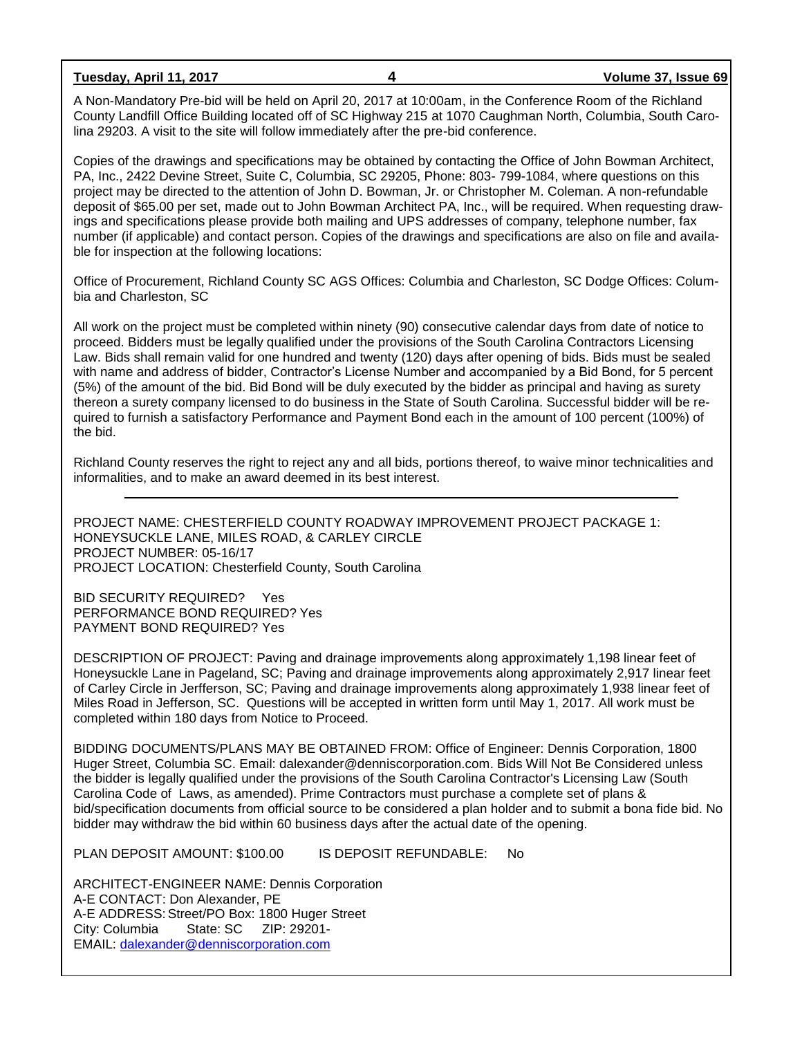A Non-Mandatory Pre-bid will be held on April 20, 2017 at 10:00am, in the Conference Room of the Richland County Landfill Office Building located off of SC Highway 215 at 1070 Caughman North, Columbia, South Carolina 29203. A visit to the site will follow immediately after the pre-bid conference.

Copies of the drawings and specifications may be obtained by contacting the Office of John Bowman Architect, PA, Inc., 2422 Devine Street, Suite C, Columbia, SC 29205, Phone: 803- 799-1084, where questions on this project may be directed to the attention of John D. Bowman, Jr. or Christopher M. Coleman. A non-refundable deposit of $65.00 per set, made out to John Bowman Architect PA, Inc., will be required. When requesting drawings and specifications please provide both mailing and UPS addresses of company, telephone number, fax number (if applicable) and contact person. Copies of the drawings and specifications are also on file and available for inspection at the following locations:

Office of Procurement, Richland County SC AGS Offices: Columbia and Charleston, SC Dodge Offices: Columbia and Charleston, SC

All work on the project must be completed within ninety (90) consecutive calendar days from date of notice to proceed. Bidders must be legally qualified under the provisions of the South Carolina Contractors Licensing Law. Bids shall remain valid for one hundred and twenty (120) days after opening of bids. Bids must be sealed with name and address of bidder, Contractor's License Number and accompanied by a Bid Bond, for 5 percent (5%) of the amount of the bid. Bid Bond will be duly executed by the bidder as principal and having as surety thereon a surety company licensed to do business in the State of South Carolina. Successful bidder will be required to furnish a satisfactory Performance and Payment Bond each in the amount of 100 percent (100%) of the bid.

Richland County reserves the right to reject any and all bids, portions thereof, to waive minor technicalities and informalities, and to make an award deemed in its best interest.

---

PROJECT NAME: CHESTERFIELD COUNTY ROADWAY IMPROVEMENT PROJECT PACKAGE 1: HONEYSUCKLE LANE, MILES ROAD, & CARLEY CIRCLE
PROJECT NUMBER: 05-16/17
PROJECT LOCATION: Chesterfield County, South Carolina

BID SECURITY REQUIRED? Yes
PERFORMANCE BOND REQUIRED? Yes
PAYMENT BOND REQUIRED? Yes

DESCRIPTION OF PROJECT: Paving and drainage improvements along approximately 1,198 linear feet of Honeysuckle Lane in Pageland, SC; Paving and drainage improvements along approximately 2,917 linear feet of Carley Circle in Jerfferson, SC; Paving and drainage improvements along approximately 1,938 linear feet of Miles Road in Jefferson, SC. Questions will be accepted in written form until May 1, 2017. All work must be completed within 180 days from Notice to Proceed.

BIDDING DOCUMENTS/PLANS MAY BE OBTAINED FROM: Office of Engineer: Dennis Corporation, 1800 Huger Street, Columbia SC. Email: dalexander@denniscorporation.com. Bids Will Not Be Considered unless the bidder is legally qualified under the provisions of the South Carolina Contractor's Licensing Law (South Carolina Code of Laws, as amended). Prime Contractors must purchase a complete set of plans & bid/specification documents from official source to be considered a plan holder and to submit a bona fide bid. No bidder may withdraw the bid within 60 business days after the actual date of the opening.

PLAN DEPOSIT AMOUNT: $100.00 IS DEPOSIT REFUNDABLE: No

ARCHITECT-ENGINEER NAME: Dennis Corporation
A-E CONTACT: Don Alexander, PE
A-E ADDRESS: Street/PO Box: 1800 Huger Street
City: Columbia State: SC ZIP: 29201-
EMAIL: dalexander@denniscorporation.com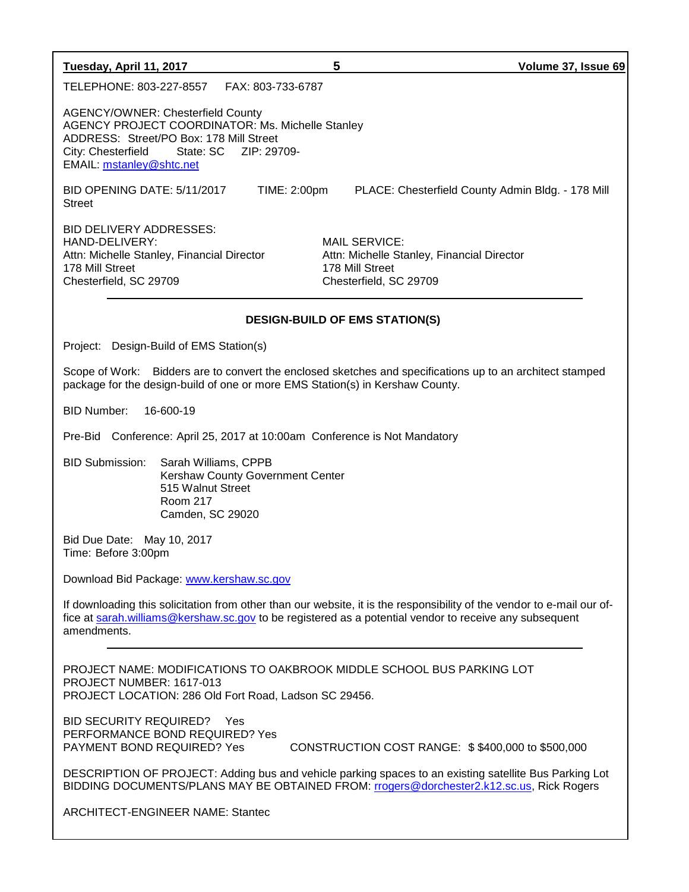TELEPHONE: 803-227-8557    FAX: 803-733-6787

AGENCY/OWNER: Chesterfield County
AGENCY PROJECT COORDINATOR: Ms. Michelle Stanley
ADDRESS: Street/PO Box: 178 Mill Street
City: Chesterfield    State: SC    ZIP: 29709-
EMAIL: mstanley@shtc.net

BID OPENING DATE: 5/11/2017    TIME: 2:00pm    PLACE: Chesterfield County Admin Bldg. - 178 Mill Street

BID DELIVERY ADDRESSES:

HAND-DELIVERY:
Attn: Michelle Stanley, Financial Director
178 Mill Street
Chesterfield, SC 29709

MAIL SERVICE:
Attn: Michelle Stanley, Financial Director
178 Mill Street
Chesterfield, SC 29709

---

**DESIGN-BUILD OF EMS STATION(S)**

Project: Design-Build of EMS Station(s)

Scope of Work: Bidders are to convert the enclosed sketches and specifications up to an architect stamped package for the design-build of one or more EMS Station(s) in Kershaw County.

BID Number: 16-600-19

Pre-Bid Conference: April 25, 2017 at 10:00am Conference is Not Mandatory

BID Submission: Sarah Williams, CPPB
Kershaw County Government Center
515 Walnut Street
Room 217
Camden, SC 29020

Bid Due Date: May 10, 2017
Time: Before 3:00pm

Download Bid Package: www.kershaw.sc.gov

If downloading this solicitation from other than our website, it is the responsibility of the vendor to e-mail our office at sarah.williams@kershaw.sc.gov to be registered as a potential vendor to receive any subsequent amendments.

---

PROJECT NAME: MODIFICATIONS TO OAKBROOK MIDDLE SCHOOL BUS PARKING LOT
PROJECT NUMBER: 1617-013
PROJECT LOCATION: 286 Old Fort Road, Ladson SC 29456.

BID SECURITY REQUIRED? Yes
PERFORMANCE BOND REQUIRED? Yes
PAYMENT BOND REQUIRED? Yes    CONSTRUCTION COST RANGE: $ $400,000 to $500,000

DESCRIPTION OF PROJECT: Adding bus and vehicle parking spaces to an existing satellite Bus Parking Lot
BIDDING DOCUMENTS/PLANS MAY BE OBTAINED FROM: rrogers@dorchester2.k12.sc.us, Rick Rogers

ARCHITECT-ENGINEER NAME: Stantec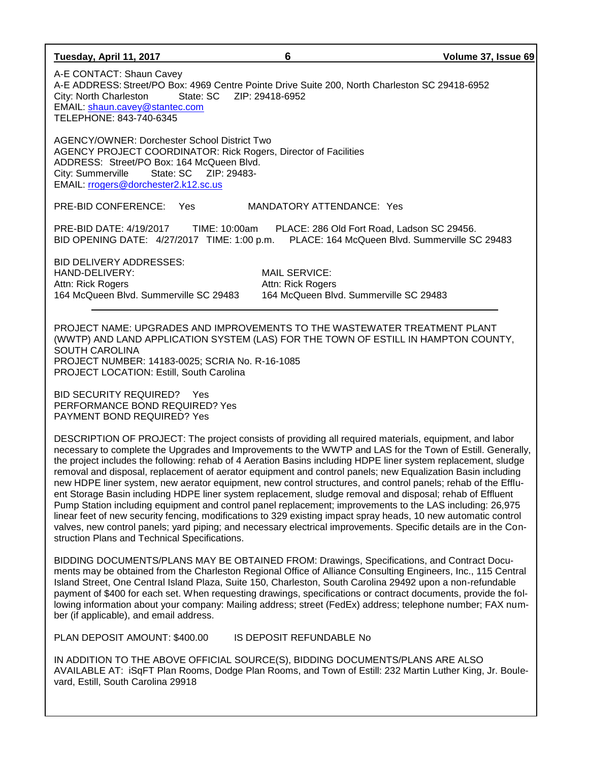A-E CONTACT: Shaun Cavey
A-E ADDRESS: Street/PO Box: 4969 Centre Pointe Drive Suite 200, North Charleston SC 29418-6952
City: North Charleston State: SC ZIP: 29418-6952
EMAIL: shaun.cavey@stantec.com
TELEPHONE: 843-740-6345

AGENCY/OWNER: Dorchester School District Two
AGENCY PROJECT COORDINATOR: Rick Rogers, Director of Facilities
ADDRESS: Street/PO Box: 164 McQueen Blvd.
City: Summerville State: SC ZIP: 29483-
EMAIL: rrogers@dorchester2.k12.sc.us

PRE-BID CONFERENCE: Yes MANDATORY ATTENDANCE: Yes

PRE-BID DATE: 4/19/2017 TIME: 10:00am PLACE: 286 Old Fort Road, Ladson SC 29456.
BID OPENING DATE: 4/27/2017 TIME: 1:00 p.m. PLACE: 164 McQueen Blvd. Summerville SC 29483

BID DELIVERY ADDRESSES:

| HAND-DELIVERY: | MAIL SERVICE: |
|---|---|
| Attn: Rick Rogers | Attn: Rick Rogers |
| 164 McQueen Blvd. Summerville SC 29483 | 164 McQueen Blvd. Summerville SC 29483 |

---

PROJECT NAME: UPGRADES AND IMPROVEMENTS TO THE WASTEWATER TREATMENT PLANT (WWTP) AND LAND APPLICATION SYSTEM (LAS) FOR THE TOWN OF ESTILL IN HAMPTON COUNTY, SOUTH CAROLINA
PROJECT NUMBER: 14183-0025; SCRIA No. R-16-1085
PROJECT LOCATION: Estill, South Carolina

BID SECURITY REQUIRED? Yes
PERFORMANCE BOND REQUIRED? Yes
PAYMENT BOND REQUIRED? Yes

DESCRIPTION OF PROJECT: The project consists of providing all required materials, equipment, and labor necessary to complete the Upgrades and Improvements to the WWTP and LAS for the Town of Estill. Generally, the project includes the following: rehab of 4 Aeration Basins including HDPE liner system replacement, sludge removal and disposal, replacement of aerator equipment and control panels; new Equalization Basin including new HDPE liner system, new aerator equipment, new control structures, and control panels; rehab of the Effluent Storage Basin including HDPE liner system replacement, sludge removal and disposal; rehab of Effluent Pump Station including equipment and control panel replacement; improvements to the LAS including: 26,975 linear feet of new security fencing, modifications to 329 existing impact spray heads, 10 new automatic control valves, new control panels; yard piping; and necessary electrical improvements. Specific details are in the Construction Plans and Technical Specifications.

BIDDING DOCUMENTS/PLANS MAY BE OBTAINED FROM: Drawings, Specifications, and Contract Documents may be obtained from the Charleston Regional Office of Alliance Consulting Engineers, Inc., 115 Central Island Street, One Central Island Plaza, Suite 150, Charleston, South Carolina 29492 upon a non-refundable payment of $400 for each set. When requesting drawings, specifications or contract documents, provide the following information about your company: Mailing address; street (FedEx) address; telephone number; FAX number (if applicable), and email address.

PLAN DEPOSIT AMOUNT: $400.00 IS DEPOSIT REFUNDABLE No

IN ADDITION TO THE ABOVE OFFICIAL SOURCE(S), BIDDING DOCUMENTS/PLANS ARE ALSO AVAILABLE AT: iSqFT Plan Rooms, Dodge Plan Rooms, and Town of Estill: 232 Martin Luther King, Jr. Boulevard, Estill, South Carolina 29918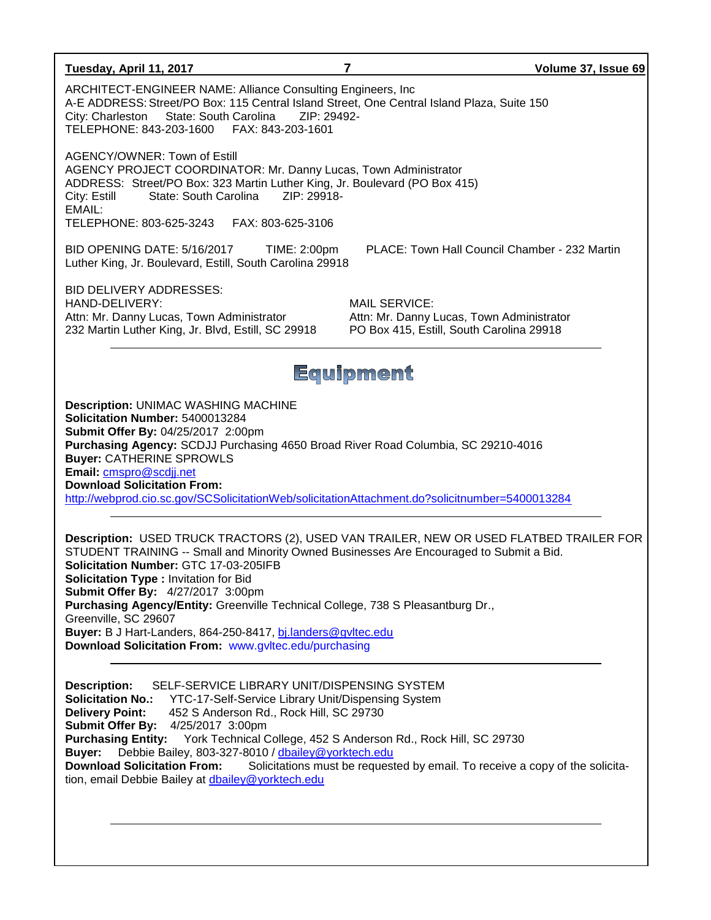ARCHITECT-ENGINEER NAME: Alliance Consulting Engineers, Inc
A-E ADDRESS: Street/PO Box: 115 Central Island Street, One Central Island Plaza, Suite 150
City: Charleston State: South Carolina ZIP: 29492-
TELEPHONE: 843-203-1600 FAX: 843-203-1601

AGENCY/OWNER: Town of Estill
AGENCY PROJECT COORDINATOR: Mr. Danny Lucas, Town Administrator
ADDRESS: Street/PO Box: 323 Martin Luther King, Jr. Boulevard (PO Box 415)
City: Estill State: South Carolina ZIP: 29918-
EMAIL:
TELEPHONE: 803-625-3243 FAX: 803-625-3106

BID OPENING DATE: 5/16/2017 TIME: 2:00pm PLACE: Town Hall Council Chamber - 232 Martin Luther King, Jr. Boulevard, Estill, South Carolina 29918

BID DELIVERY ADDRESSES:

HAND-DELIVERY:
Attn: Mr. Danny Lucas, Town Administrator
232 Martin Luther King, Jr. Blvd, Estill, SC 29918

MAIL SERVICE:
Attn: Mr. Danny Lucas, Town Administrator
PO Box 415, Estill, South Carolina 29918

---

# Equipment

**Description:** UNIMAC WASHING MACHINE
**Solicitation Number:** 5400013284
**Submit Offer By:** 04/25/2017 2:00pm
**Purchasing Agency:** SCDJJ Purchasing 4650 Broad River Road Columbia, SC 29210-4016
**Buyer:** CATHERINE SPROWLS
**Email:** cmspro@scdjj.net
**Download Solicitation From:**
http://webprod.cio.sc.gov/SCSolicitationWeb/solicitationAttachment.do?solicitnumber=5400013284

---

**Description:** USED TRUCK TRACTORS (2), USED VAN TRAILER, NEW OR USED FLATBED TRAILER FOR STUDENT TRAINING -- Small and Minority Owned Businesses Are Encouraged to Submit a Bid.
**Solicitation Number:** GTC 17-03-205IFB
**Solicitation Type :** Invitation for Bid
**Submit Offer By:** 4/27/2017 3:00pm
**Purchasing Agency/Entity:** Greenville Technical College, 738 S Pleasantburg Dr., Greenville, SC 29607
**Buyer:** B J Hart-Landers, 864-250-8417, bj.landers@gvltec.edu
**Download Solicitation From:** www.gvltec.edu/purchasing

---

**Description:** SELF-SERVICE LIBRARY UNIT/DISPENSING SYSTEM
**Solicitation No.:** YTC-17-Self-Service Library Unit/Dispensing System
**Delivery Point:** 452 S Anderson Rd., Rock Hill, SC 29730
**Submit Offer By:** 4/25/2017 3:00pm
**Purchasing Entity:** York Technical College, 452 S Anderson Rd., Rock Hill, SC 29730
**Buyer:** Debbie Bailey, 803-327-8010 / dbailey@yorktech.edu
**Download Solicitation From:** Solicitations must be requested by email. To receive a copy of the solicitation, email Debbie Bailey at dbailey@yorktech.edu

---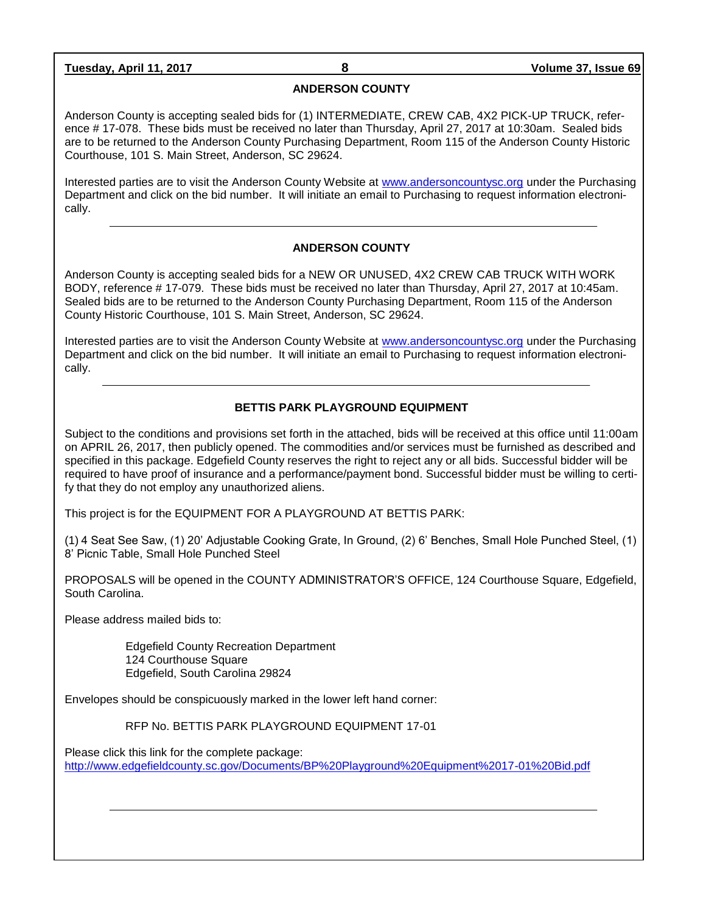## ANDERSON COUNTY

Anderson County is accepting sealed bids for (1) INTERMEDIATE, CREW CAB, 4X2 PICK-UP TRUCK, reference # 17-078. These bids must be received no later than Thursday, April 27, 2017 at 10:30am. Sealed bids are to be returned to the Anderson County Purchasing Department, Room 115 of the Anderson County Historic Courthouse, 101 S. Main Street, Anderson, SC 29624.

Interested parties are to visit the Anderson County Website at [www.andersoncountysc.org](http://www.andersoncountysc.org) under the Purchasing Department and click on the bid number. It will initiate an email to Purchasing to request information electronically.

---

## ANDERSON COUNTY

Anderson County is accepting sealed bids for a NEW OR UNUSED, 4X2 CREW CAB TRUCK WITH WORK BODY, reference # 17-079. These bids must be received no later than Thursday, April 27, 2017 at 10:45am. Sealed bids are to be returned to the Anderson County Purchasing Department, Room 115 of the Anderson County Historic Courthouse, 101 S. Main Street, Anderson, SC 29624.

Interested parties are to visit the Anderson County Website at [www.andersoncountysc.org](http://www.andersoncountysc.org) under the Purchasing Department and click on the bid number. It will initiate an email to Purchasing to request information electronically.

---

## BETTIS PARK PLAYGROUND EQUIPMENT

Subject to the conditions and provisions set forth in the attached, bids will be received at this office until 11:00am on APRIL 26, 2017, then publicly opened. The commodities and/or services must be furnished as described and specified in this package. Edgefield County reserves the right to reject any or all bids. Successful bidder will be required to have proof of insurance and a performance/payment bond. Successful bidder must be willing to certify that they do not employ any unauthorized aliens.

This project is for the EQUIPMENT FOR A PLAYGROUND AT BETTIS PARK:

(1) 4 Seat See Saw, (1) 20' Adjustable Cooking Grate, In Ground, (2) 6' Benches, Small Hole Punched Steel, (1) 8' Picnic Table, Small Hole Punched Steel

PROPOSALS will be opened in the COUNTY ADMINISTRATOR'S OFFICE, 124 Courthouse Square, Edgefield, South Carolina.

Please address mailed bids to:

> Edgefield County Recreation Department
> 124 Courthouse Square
> Edgefield, South Carolina 29824

Envelopes should be conspicuously marked in the lower left hand corner:

> RFP No. BETTIS PARK PLAYGROUND EQUIPMENT 17-01

Please click this link for the complete package:
[http://www.edgefieldcounty.sc.gov/Documents/BP%20Playground%20Equipment%2017-01%20Bid.pdf](http://www.edgefieldcounty.sc.gov/Documents/BP%20Playground%20Equipment%2017-01%20Bid.pdf)

---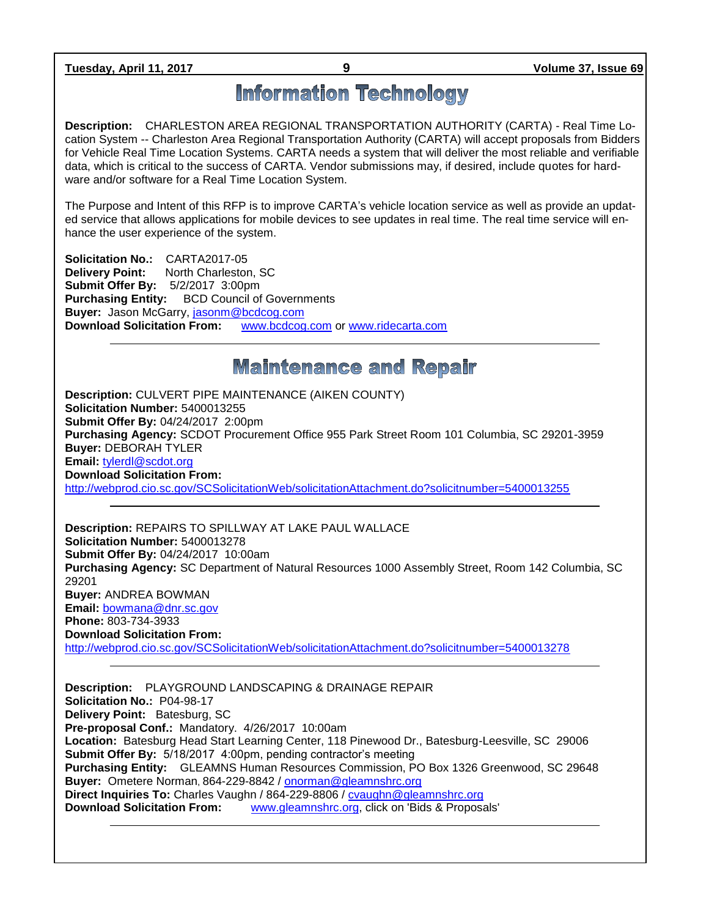# Information Technology

**Description:** CHARLESTON AREA REGIONAL TRANSPORTATION AUTHORITY (CARTA) - Real Time Location System -- Charleston Area Regional Transportation Authority (CARTA) will accept proposals from Bidders for Vehicle Real Time Location Systems. CARTA needs a system that will deliver the most reliable and verifiable data, which is critical to the success of CARTA. Vendor submissions may, if desired, include quotes for hardware and/or software for a Real Time Location System.

The Purpose and Intent of this RFP is to improve CARTA's vehicle location service as well as provide an updated service that allows applications for mobile devices to see updates in real time. The real time service will enhance the user experience of the system.

**Solicitation No.:** CARTA2017-05
**Delivery Point:** North Charleston, SC
**Submit Offer By:** 5/2/2017 3:00pm
**Purchasing Entity:** BCD Council of Governments
**Buyer:** Jason McGarry, jasonm@bcdcog.com
**Download Solicitation From:** www.bcdcog.com or www.ridecarta.com

---

# Maintenance and Repair

**Description:** CULVERT PIPE MAINTENANCE (AIKEN COUNTY)
**Solicitation Number:** 5400013255
**Submit Offer By:** 04/24/2017 2:00pm
**Purchasing Agency:** SCDOT Procurement Office 955 Park Street Room 101 Columbia, SC 29201-3959
**Buyer:** DEBORAH TYLER
**Email:** tylerdl@scdot.org
**Download Solicitation From:**
http://webprod.cio.sc.gov/SCSolicitationWeb/solicitationAttachment.do?solicitnumber=5400013255

---

**Description:** REPAIRS TO SPILLWAY AT LAKE PAUL WALLACE
**Solicitation Number:** 5400013278
**Submit Offer By:** 04/24/2017 10:00am
**Purchasing Agency:** SC Department of Natural Resources 1000 Assembly Street, Room 142 Columbia, SC 29201
**Buyer:** ANDREA BOWMAN
**Email:** bowmana@dnr.sc.gov
**Phone:** 803-734-3933
**Download Solicitation From:**
http://webprod.cio.sc.gov/SCSolicitationWeb/solicitationAttachment.do?solicitnumber=5400013278

---

**Description:** PLAYGROUND LANDSCAPING & DRAINAGE REPAIR
**Solicitation No.:** P04-98-17
**Delivery Point:** Batesburg, SC
**Pre-proposal Conf.:** Mandatory. 4/26/2017 10:00am
**Location:** Batesburg Head Start Learning Center, 118 Pinewood Dr., Batesburg-Leesville, SC 29006
**Submit Offer By:** 5/18/2017 4:00pm, pending contractor's meeting
**Purchasing Entity:** GLEAMNS Human Resources Commission, PO Box 1326 Greenwood, SC 29648
**Buyer:** Ometere Norman, 864-229-8842 / onorman@gleamnshrc.org
**Direct Inquiries To:** Charles Vaughn / 864-229-8806 / cvaughn@gleamnshrc.org
**Download Solicitation From:** www.gleamnshrc.org, click on 'Bids & Proposals'

---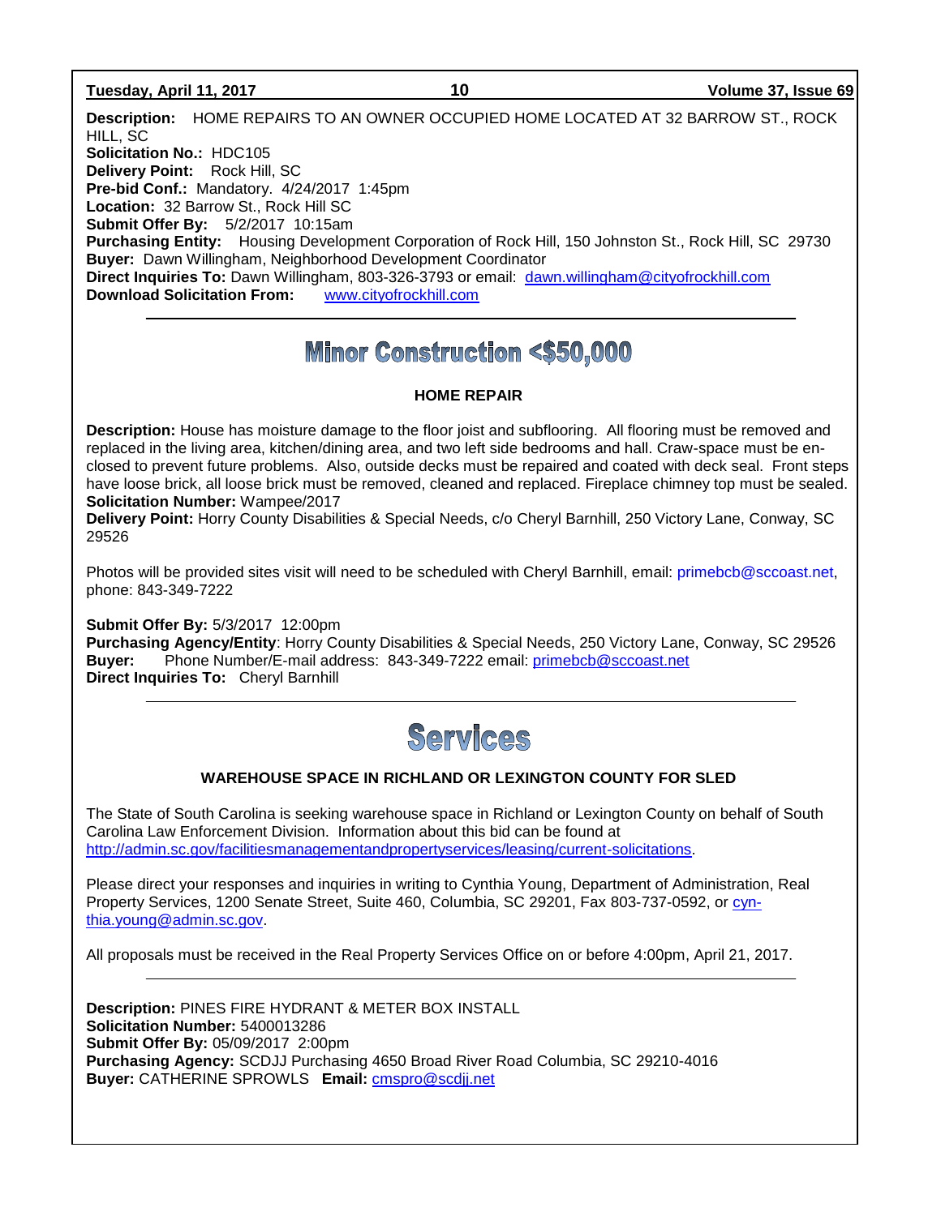**Description:** HOME REPAIRS TO AN OWNER OCCUPIED HOME LOCATED AT 32 BARROW ST., ROCK HILL, SC
**Solicitation No.:** HDC105
**Delivery Point:** Rock Hill, SC
**Pre-bid Conf.:** Mandatory. 4/24/2017 1:45pm
**Location:** 32 Barrow St., Rock Hill SC
**Submit Offer By:** 5/2/2017 10:15am
**Purchasing Entity:** Housing Development Corporation of Rock Hill, 150 Johnston St., Rock Hill, SC 29730
**Buyer:** Dawn Willingham, Neighborhood Development Coordinator
**Direct Inquiries To:** Dawn Willingham, 803-326-3793 or email: dawn.willingham@cityofrockhill.com
**Download Solicitation From:** www.cityofrockhill.com

---

# Minor Construction <$50,000

### HOME REPAIR

**Description:** House has moisture damage to the floor joist and subflooring. All flooring must be removed and replaced in the living area, kitchen/dining area, and two left side bedrooms and hall. Craw-space must be enclosed to prevent future problems. Also, outside decks must be repaired and coated with deck seal. Front steps have loose brick, all loose brick must be removed, cleaned and replaced. Fireplace chimney top must be sealed.
**Solicitation Number:** Wampee/2017
**Delivery Point:** Horry County Disabilities & Special Needs, c/o Cheryl Barnhill, 250 Victory Lane, Conway, SC 29526

Photos will be provided sites visit will need to be scheduled with Cheryl Barnhill, email: primebcb@sccoast.net, phone: 843-349-7222

**Submit Offer By:** 5/3/2017 12:00pm
**Purchasing Agency/Entity**: Horry County Disabilities & Special Needs, 250 Victory Lane, Conway, SC 29526
**Buyer:** Phone Number/E-mail address: 843-349-7222 email: primebcb@sccoast.net
**Direct Inquiries To:** Cheryl Barnhill

---

# Services

### WAREHOUSE SPACE IN RICHLAND OR LEXINGTON COUNTY FOR SLED

The State of South Carolina is seeking warehouse space in Richland or Lexington County on behalf of South Carolina Law Enforcement Division. Information about this bid can be found at http://admin.sc.gov/facilitiesmanagementandpropertyservices/leasing/current-solicitations.

Please direct your responses and inquiries in writing to Cynthia Young, Department of Administration, Real Property Services, 1200 Senate Street, Suite 460, Columbia, SC 29201, Fax 803-737-0592, or cynthia.young@admin.sc.gov.

All proposals must be received in the Real Property Services Office on or before 4:00pm, April 21, 2017.

---

**Description:** PINES FIRE HYDRANT & METER BOX INSTALL
**Solicitation Number:** 5400013286
**Submit Offer By:** 05/09/2017 2:00pm
**Purchasing Agency:** SCDJJ Purchasing 4650 Broad River Road Columbia, SC 29210-4016
**Buyer:** CATHERINE SPROWLS **Email:** cmspro@scdjj.net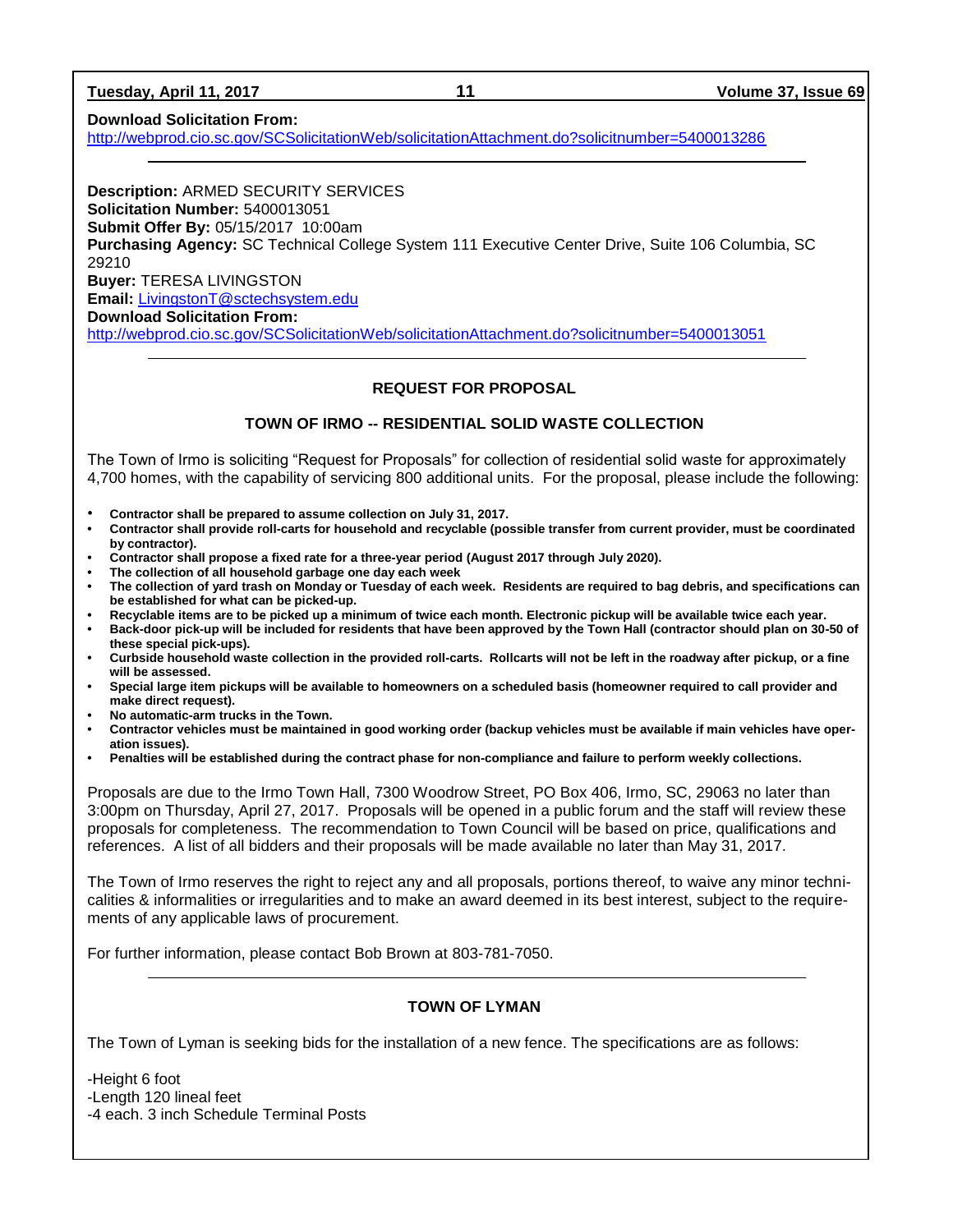**Download Solicitation From:**
http://webprod.cio.sc.gov/SCSolicitationWeb/solicitationAttachment.do?solicitnumber=5400013286

---

**Description:** ARMED SECURITY SERVICES
**Solicitation Number:** 5400013051
**Submit Offer By:** 05/15/2017 10:00am
**Purchasing Agency:** SC Technical College System 111 Executive Center Drive, Suite 106 Columbia, SC 29210
**Buyer:** TERESA LIVINGSTON
**Email:** LivingstonT@sctechsystem.edu
**Download Solicitation From:**
http://webprod.cio.sc.gov/SCSolicitationWeb/solicitationAttachment.do?solicitnumber=5400013051

---

## REQUEST FOR PROPOSAL

## TOWN OF IRMO -- RESIDENTIAL SOLID WASTE COLLECTION

The Town of Irmo is soliciting "Request for Proposals" for collection of residential solid waste for approximately 4,700 homes, with the capability of servicing 800 additional units. For the proposal, please include the following:

- **Contractor shall be prepared to assume collection on July 31, 2017.**
- **Contractor shall provide roll-carts for household and recyclable (possible transfer from current provider, must be coordinated by contractor).**
- **Contractor shall propose a fixed rate for a three-year period (August 2017 through July 2020).**
- **The collection of all household garbage one day each week**
- **The collection of yard trash on Monday or Tuesday of each week. Residents are required to bag debris, and specifications can be established for what can be picked-up.**
- **Recyclable items are to be picked up a minimum of twice each month. Electronic pickup will be available twice each year.**
- **Back-door pick-up will be included for residents that have been approved by the Town Hall (contractor should plan on 30-50 of these special pick-ups).**
- **Curbside household waste collection in the provided roll-carts. Rollcarts will not be left in the roadway after pickup, or a fine will be assessed.**
- **Special large item pickups will be available to homeowners on a scheduled basis (homeowner required to call provider and make direct request).**
- **No automatic-arm trucks in the Town.**
- **Contractor vehicles must be maintained in good working order (backup vehicles must be available if main vehicles have operation issues).**
- **Penalties will be established during the contract phase for non-compliance and failure to perform weekly collections.**

Proposals are due to the Irmo Town Hall, 7300 Woodrow Street, PO Box 406, Irmo, SC, 29063 no later than 3:00pm on Thursday, April 27, 2017. Proposals will be opened in a public forum and the staff will review these proposals for completeness. The recommendation to Town Council will be based on price, qualifications and references. A list of all bidders and their proposals will be made available no later than May 31, 2017.

The Town of Irmo reserves the right to reject any and all proposals, portions thereof, to waive any minor technicalities & informalities or irregularities and to make an award deemed in its best interest, subject to the requirements of any applicable laws of procurement.

For further information, please contact Bob Brown at 803-781-7050.

---

## TOWN OF LYMAN

The Town of Lyman is seeking bids for the installation of a new fence. The specifications are as follows:

-Height 6 foot
-Length 120 lineal feet
-4 each. 3 inch Schedule Terminal Posts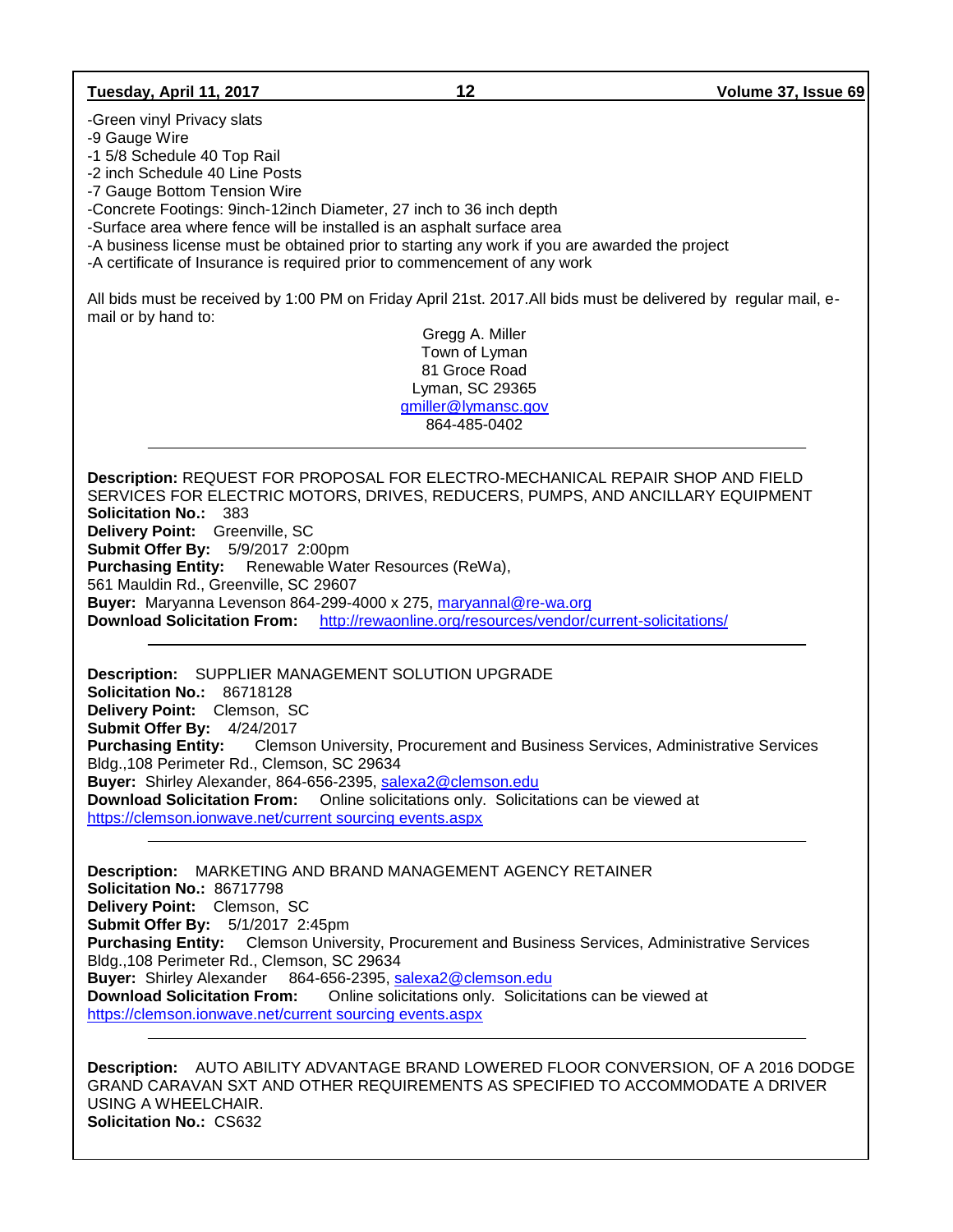-Green vinyl Privacy slats
-9 Gauge Wire
-1 5/8 Schedule 40 Top Rail
-2 inch Schedule 40 Line Posts
-7 Gauge Bottom Tension Wire
-Concrete Footings: 9inch-12inch Diameter, 27 inch to 36 inch depth
-Surface area where fence will be installed is an asphalt surface area
-A business license must be obtained prior to starting any work if you are awarded the project
-A certificate of Insurance is required prior to commencement of any work

All bids must be received by 1:00 PM on Friday April 21st. 2017.All bids must be delivered by regular mail, e-mail or by hand to:

Gregg A. Miller
Town of Lyman
81 Groce Road
Lyman, SC 29365
gmiller@lymansc.gov
864-485-0402

---

**Description:** REQUEST FOR PROPOSAL FOR ELECTRO-MECHANICAL REPAIR SHOP AND FIELD SERVICES FOR ELECTRIC MOTORS, DRIVES, REDUCERS, PUMPS, AND ANCILLARY EQUIPMENT
**Solicitation No.:** 383
**Delivery Point:** Greenville, SC
**Submit Offer By:** 5/9/2017 2:00pm
**Purchasing Entity:** Renewable Water Resources (ReWa),
561 Mauldin Rd., Greenville, SC 29607
**Buyer:** Maryanna Levenson 864-299-4000 x 275, maryannal@re-wa.org
**Download Solicitation From:** http://rewaonline.org/resources/vendor/current-solicitations/

---

**Description:** SUPPLIER MANAGEMENT SOLUTION UPGRADE
**Solicitation No.:** 86718128
**Delivery Point:** Clemson, SC
**Submit Offer By:** 4/24/2017
**Purchasing Entity:** Clemson University, Procurement and Business Services, Administrative Services Bldg.,108 Perimeter Rd., Clemson, SC 29634
**Buyer:** Shirley Alexander, 864-656-2395, salexa2@clemson.edu
**Download Solicitation From:** Online solicitations only. Solicitations can be viewed at https://clemson.ionwave.net/current sourcing events.aspx

---

**Description:** MARKETING AND BRAND MANAGEMENT AGENCY RETAINER
**Solicitation No.:** 86717798
**Delivery Point:** Clemson, SC
**Submit Offer By:** 5/1/2017 2:45pm
**Purchasing Entity:** Clemson University, Procurement and Business Services, Administrative Services Bldg.,108 Perimeter Rd., Clemson, SC 29634
**Buyer:** Shirley Alexander 864-656-2395, salexa2@clemson.edu
**Download Solicitation From:** Online solicitations only. Solicitations can be viewed at https://clemson.ionwave.net/current sourcing events.aspx

---

**Description:** AUTO ABILITY ADVANTAGE BRAND LOWERED FLOOR CONVERSION, OF A 2016 DODGE GRAND CARAVAN SXT AND OTHER REQUIREMENTS AS SPECIFIED TO ACCOMMODATE A DRIVER USING A WHEELCHAIR.
**Solicitation No.:** CS632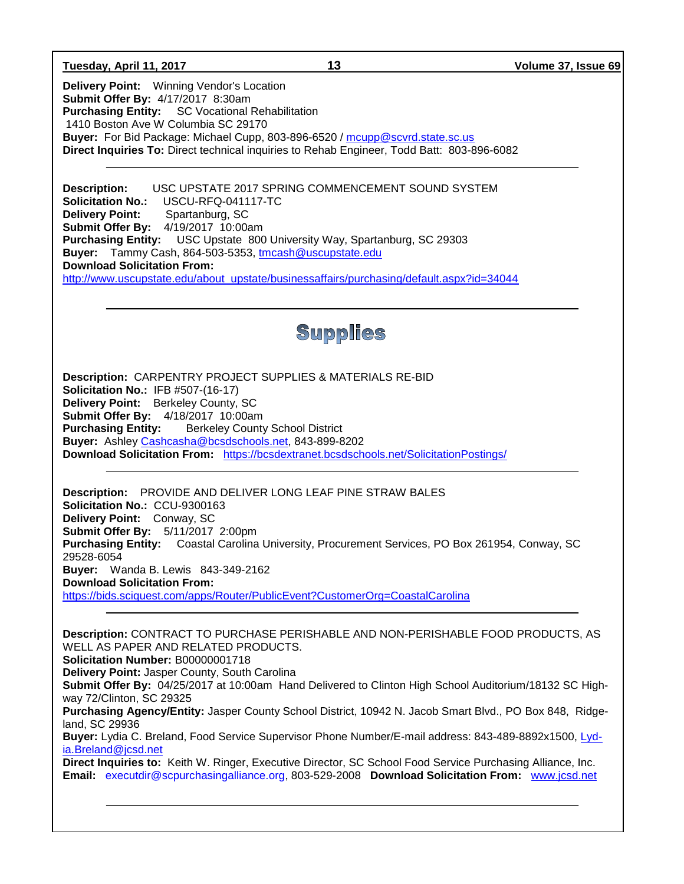**Delivery Point:** Winning Vendor's Location
**Submit Offer By:** 4/17/2017 8:30am
**Purchasing Entity:** SC Vocational Rehabilitation
1410 Boston Ave W Columbia SC 29170
**Buyer:** For Bid Package: Michael Cupp, 803-896-6520 / mcupp@scvrd.state.sc.us
**Direct Inquiries To:** Direct technical inquiries to Rehab Engineer, Todd Batt: 803-896-6082

---

**Description:** USC UPSTATE 2017 SPRING COMMENCEMENT SOUND SYSTEM
**Solicitation No.:** USCU-RFQ-041117-TC
**Delivery Point:** Spartanburg, SC
**Submit Offer By:** 4/19/2017 10:00am
**Purchasing Entity:** USC Upstate 800 University Way, Spartanburg, SC 29303
**Buyer:** Tammy Cash, 864-503-5353, tmcash@uscupstate.edu
**Download Solicitation From:**
http://www.uscupstate.edu/about_upstate/businessaffairs/purchasing/default.aspx?id=34044

---

## Supplies

**Description:** CARPENTRY PROJECT SUPPLIES & MATERIALS RE-BID
**Solicitation No.:** IFB #507-(16-17)
**Delivery Point:** Berkeley County, SC
**Submit Offer By:** 4/18/2017 10:00am
**Purchasing Entity:** Berkeley County School District
**Buyer:** Ashley Cashcasha@bcsdschools.net, 843-899-8202
**Download Solicitation From:** https://bcsdextranet.bcsdschools.net/SolicitationPostings/

---

**Description:** PROVIDE AND DELIVER LONG LEAF PINE STRAW BALES
**Solicitation No.:** CCU-9300163
**Delivery Point:** Conway, SC
**Submit Offer By:** 5/11/2017 2:00pm
**Purchasing Entity:** Coastal Carolina University, Procurement Services, PO Box 261954, Conway, SC 29528-6054
**Buyer:** Wanda B. Lewis 843-349-2162
**Download Solicitation From:**
https://bids.sciquest.com/apps/Router/PublicEvent?CustomerOrg=CoastalCarolina

---

**Description:** CONTRACT TO PURCHASE PERISHABLE AND NON-PERISHABLE FOOD PRODUCTS, AS WELL AS PAPER AND RELATED PRODUCTS.
**Solicitation Number:** B00000001718
**Delivery Point:** Jasper County, South Carolina
**Submit Offer By:** 04/25/2017 at 10:00am Hand Delivered to Clinton High School Auditorium/18132 SC Highway 72/Clinton, SC 29325
**Purchasing Agency/Entity:** Jasper County School District, 10942 N. Jacob Smart Blvd., PO Box 848, Ridgeland, SC 29936
**Buyer:** Lydia C. Breland, Food Service Supervisor Phone Number/E-mail address: 843-489-8892x1500, Lydia.Breland@jcsd.net
**Direct Inquiries to:** Keith W. Ringer, Executive Director, SC School Food Service Purchasing Alliance, Inc.
**Email:** executdir@scpurchasingalliance.org, 803-529-2008 **Download Solicitation From:** www.jcsd.net

---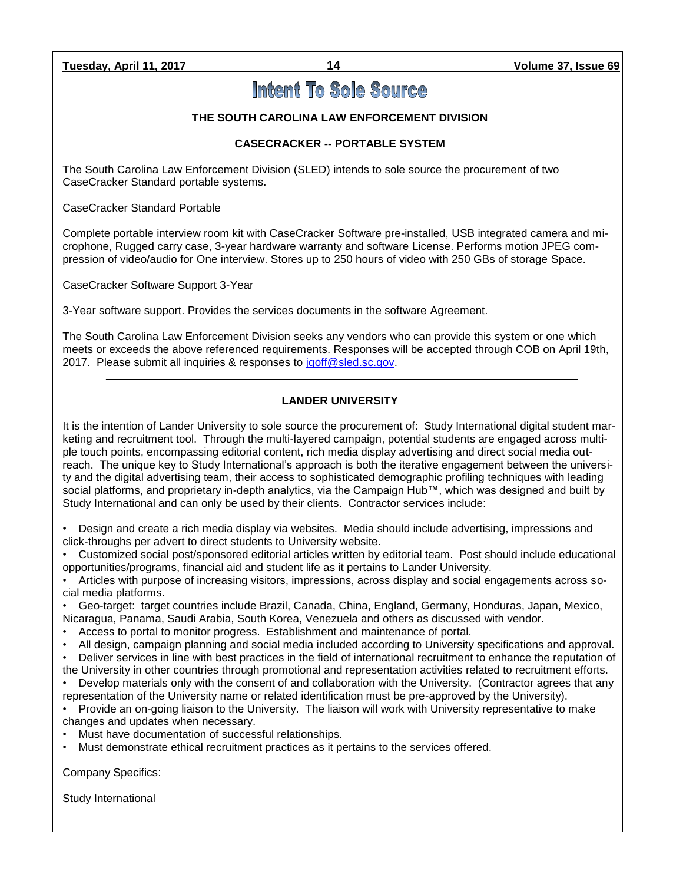# Intent To Sole Source

### THE SOUTH CAROLINA LAW ENFORCEMENT DIVISION

### CASECRACKER -- PORTABLE SYSTEM

The South Carolina Law Enforcement Division (SLED) intends to sole source the procurement of two CaseCracker Standard portable systems.

CaseCracker Standard Portable

Complete portable interview room kit with CaseCracker Software pre-installed, USB integrated camera and microphone, Rugged carry case, 3-year hardware warranty and software License. Performs motion JPEG compression of video/audio for One interview. Stores up to 250 hours of video with 250 GBs of storage Space.

CaseCracker Software Support 3-Year

3-Year software support. Provides the services documents in the software Agreement.

The South Carolina Law Enforcement Division seeks any vendors who can provide this system or one which meets or exceeds the above referenced requirements. Responses will be accepted through COB on April 19th, 2017. Please submit all inquiries & responses to jgoff@sled.sc.gov.

---

### LANDER UNIVERSITY

It is the intention of Lander University to sole source the procurement of: Study International digital student marketing and recruitment tool. Through the multi-layered campaign, potential students are engaged across multiple touch points, encompassing editorial content, rich media display advertising and direct social media outreach. The unique key to Study International's approach is both the iterative engagement between the university and the digital advertising team, their access to sophisticated demographic profiling techniques with leading social platforms, and proprietary in-depth analytics, via the Campaign Hub™, which was designed and built by Study International and can only be used by their clients. Contractor services include:

- Design and create a rich media display via websites. Media should include advertising, impressions and click-throughs per advert to direct students to University website.
- Customized social post/sponsored editorial articles written by editorial team. Post should include educational opportunities/programs, financial aid and student life as it pertains to Lander University.
- Articles with purpose of increasing visitors, impressions, across display and social engagements across social media platforms.
- Geo-target: target countries include Brazil, Canada, China, England, Germany, Honduras, Japan, Mexico, Nicaragua, Panama, Saudi Arabia, South Korea, Venezuela and others as discussed with vendor.
- Access to portal to monitor progress. Establishment and maintenance of portal.
- All design, campaign planning and social media included according to University specifications and approval.
- Deliver services in line with best practices in the field of international recruitment to enhance the reputation of the University in other countries through promotional and representation activities related to recruitment efforts.
- Develop materials only with the consent of and collaboration with the University. (Contractor agrees that any representation of the University name or related identification must be pre-approved by the University).
- Provide an on-going liaison to the University. The liaison will work with University representative to make changes and updates when necessary.
- Must have documentation of successful relationships.
- Must demonstrate ethical recruitment practices as it pertains to the services offered.

Company Specifics:

Study International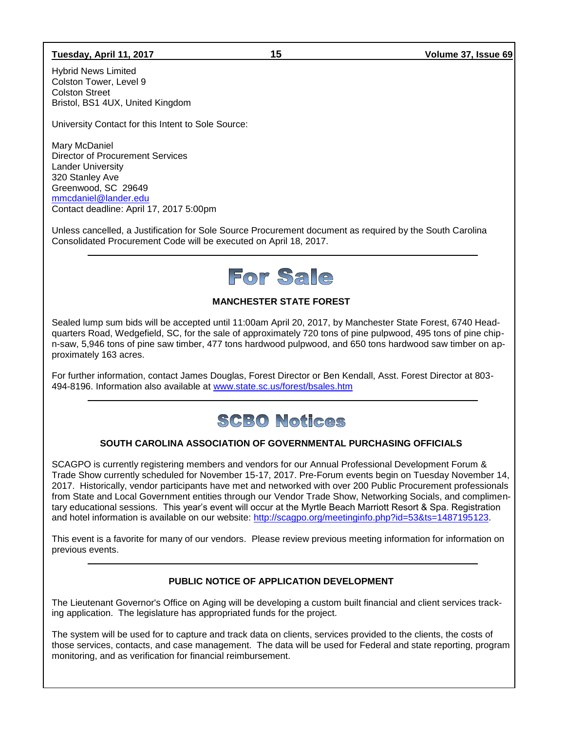Hybrid News Limited
Colston Tower, Level 9
Colston Street
Bristol, BS1 4UX, United Kingdom

University Contact for this Intent to Sole Source:

Mary McDaniel
Director of Procurement Services
Lander University
320 Stanley Ave
Greenwood, SC 29649
mmcdaniel@lander.edu
Contact deadline: April 17, 2017 5:00pm

Unless cancelled, a Justification for Sole Source Procurement document as required by the South Carolina Consolidated Procurement Code will be executed on April 18, 2017.

---

# For Sale

### MANCHESTER STATE FOREST

Sealed lump sum bids will be accepted until 11:00am April 20, 2017, by Manchester State Forest, 6740 Headquarters Road, Wedgefield, SC, for the sale of approximately 720 tons of pine pulpwood, 495 tons of pine chip-n-saw, 5,946 tons of pine saw timber, 477 tons hardwood pulpwood, and 650 tons hardwood saw timber on approximately 163 acres.

For further information, contact James Douglas, Forest Director or Ben Kendall, Asst. Forest Director at 803-494-8196. Information also available at www.state.sc.us/forest/bsales.htm

---

# SCBO Notices

### SOUTH CAROLINA ASSOCIATION OF GOVERNMENTAL PURCHASING OFFICIALS

SCAGPO is currently registering members and vendors for our Annual Professional Development Forum & Trade Show currently scheduled for November 15-17, 2017. Pre-Forum events begin on Tuesday November 14, 2017. Historically, vendor participants have met and networked with over 200 Public Procurement professionals from State and Local Government entities through our Vendor Trade Show, Networking Socials, and complimentary educational sessions. This year's event will occur at the Myrtle Beach Marriott Resort & Spa. Registration and hotel information is available on our website: http://scagpo.org/meetinginfo.php?id=53&ts=1487195123.

This event is a favorite for many of our vendors. Please review previous meeting information for information on previous events.

---

### PUBLIC NOTICE OF APPLICATION DEVELOPMENT

The Lieutenant Governor's Office on Aging will be developing a custom built financial and client services tracking application. The legislature has appropriated funds for the project.

The system will be used for to capture and track data on clients, services provided to the clients, the costs of those services, contacts, and case management. The data will be used for Federal and state reporting, program monitoring, and as verification for financial reimbursement.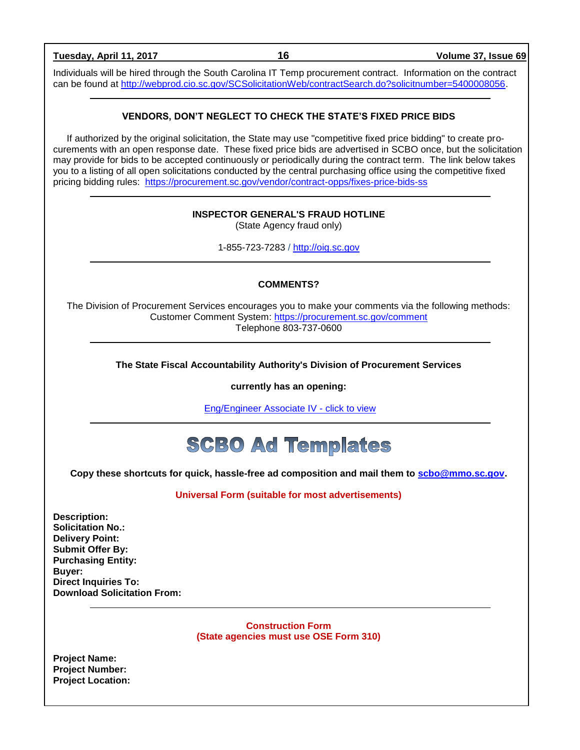Individuals will be hired through the South Carolina IT Temp procurement contract. Information on the contract can be found at http://webprod.cio.sc.gov/SCSolicitationWeb/contractSearch.do?solicitnumber=5400008056.

---

**VENDORS, DON'T NEGLECT TO CHECK THE STATE'S FIXED PRICE BIDS**

If authorized by the original solicitation, the State may use "competitive fixed price bidding" to create procurements with an open response date. These fixed price bids are advertised in SCBO once, but the solicitation may provide for bids to be accepted continuously or periodically during the contract term. The link below takes you to a listing of all open solicitations conducted by the central purchasing office using the competitive fixed pricing bidding rules: https://procurement.sc.gov/vendor/contract-opps/fixes-price-bids-ss

---

**INSPECTOR GENERAL'S FRAUD HOTLINE**
(State Agency fraud only)

1-855-723-7283 / http://oig.sc.gov

---

**COMMENTS?**

The Division of Procurement Services encourages you to make your comments via the following methods:
Customer Comment System: https://procurement.sc.gov/comment
Telephone 803-737-0600

---

**The State Fiscal Accountability Authority's Division of Procurement Services**

**currently has an opening:**

Eng/Engineer Associate IV - click to view

---

# SCBO Ad Templates

**Copy these shortcuts for quick, hassle-free ad composition and mail them to scbo@mmo.sc.gov.**

**Universal Form (suitable for most advertisements)**

**Description:**
**Solicitation No.:**
**Delivery Point:**
**Submit Offer By:**
**Purchasing Entity:**
**Buyer:**
**Direct Inquiries To:**
**Download Solicitation From:**

---

**Construction Form**
**(State agencies must use OSE Form 310)**

**Project Name:**
**Project Number:**
**Project Location:**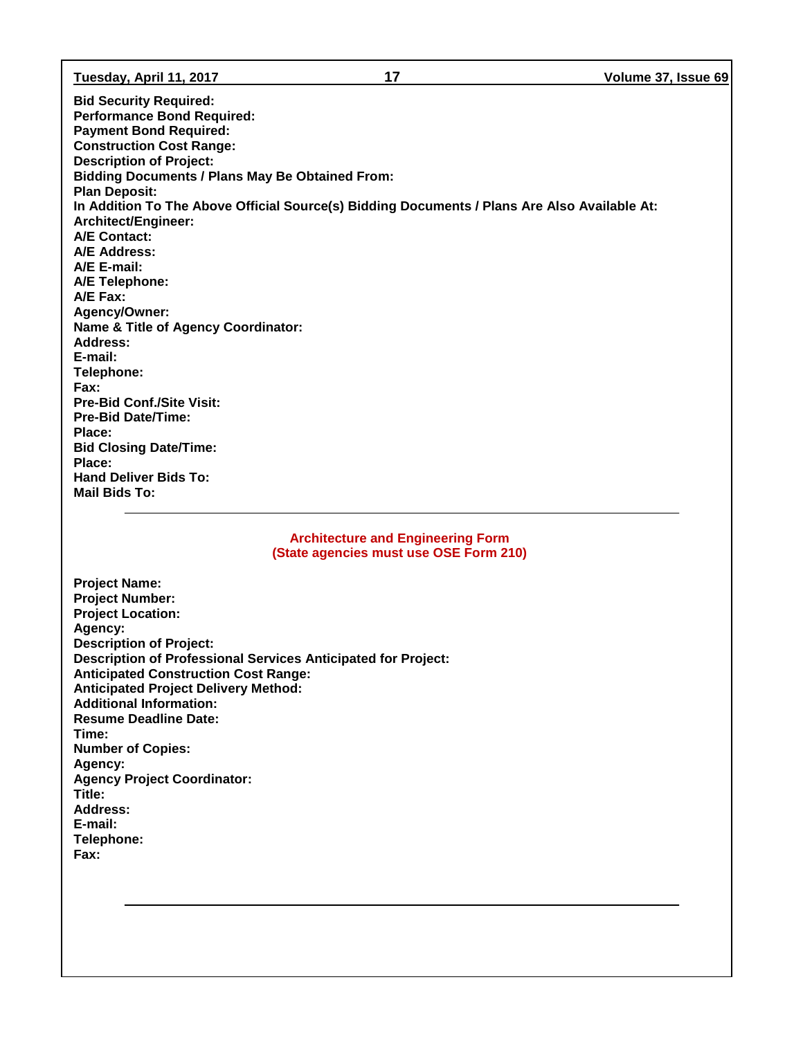**Bid Security Required:**
**Performance Bond Required:**
**Payment Bond Required:**
**Construction Cost Range:**
**Description of Project:**
**Bidding Documents / Plans May Be Obtained From:**
**Plan Deposit:**
**In Addition To The Above Official Source(s) Bidding Documents / Plans Are Also Available At:**
**Architect/Engineer:**
**A/E Contact:**
**A/E Address:**
**A/E E-mail:**
**A/E Telephone:**
**A/E Fax:**
**Agency/Owner:**
**Name & Title of Agency Coordinator:**
**Address:**
**E-mail:**
**Telephone:**
**Fax:**
**Pre-Bid Conf./Site Visit:**
**Pre-Bid Date/Time:**
**Place:**
**Bid Closing Date/Time:**
**Place:**
**Hand Deliver Bids To:**
**Mail Bids To:**

---

## Architecture and Engineering Form
## (State agencies must use OSE Form 210)

**Project Name:**
**Project Number:**
**Project Location:**
**Agency:**
**Description of Project:**
**Description of Professional Services Anticipated for Project:**
**Anticipated Construction Cost Range:**
**Anticipated Project Delivery Method:**
**Additional Information:**
**Resume Deadline Date:**
**Time:**
**Number of Copies:**
**Agency:**
**Agency Project Coordinator:**
**Title:**
**Address:**
**E-mail:**
**Telephone:**
**Fax:**

---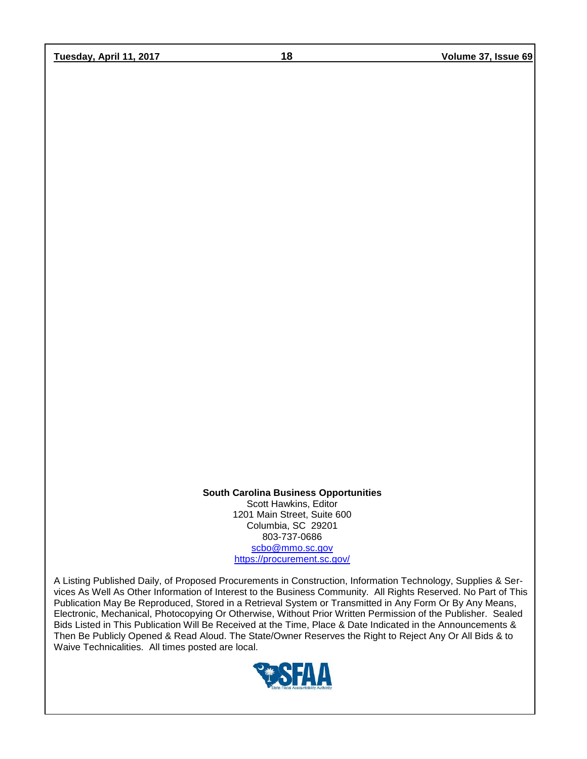**South Carolina Business Opportunities**
Scott Hawkins, Editor
1201 Main Street, Suite 600
Columbia, SC 29201
803-737-0686
scbo@mmo.sc.gov
https://procurement.sc.gov/

A Listing Published Daily, of Proposed Procurements in Construction, Information Technology, Supplies & Services As Well As Other Information of Interest to the Business Community. All Rights Reserved. No Part of This Publication May Be Reproduced, Stored in a Retrieval System or Transmitted in Any Form Or By Any Means, Electronic, Mechanical, Photocopying Or Otherwise, Without Prior Written Permission of the Publisher. Sealed Bids Listed in This Publication Will Be Received at the Time, Place & Date Indicated in the Announcements & Then Be Publicly Opened & Read Aloud. The State/Owner Reserves the Right to Reject Any Or All Bids & to Waive Technicalities. All times posted are local.

SFAA
State Fiscal Accountability Authority